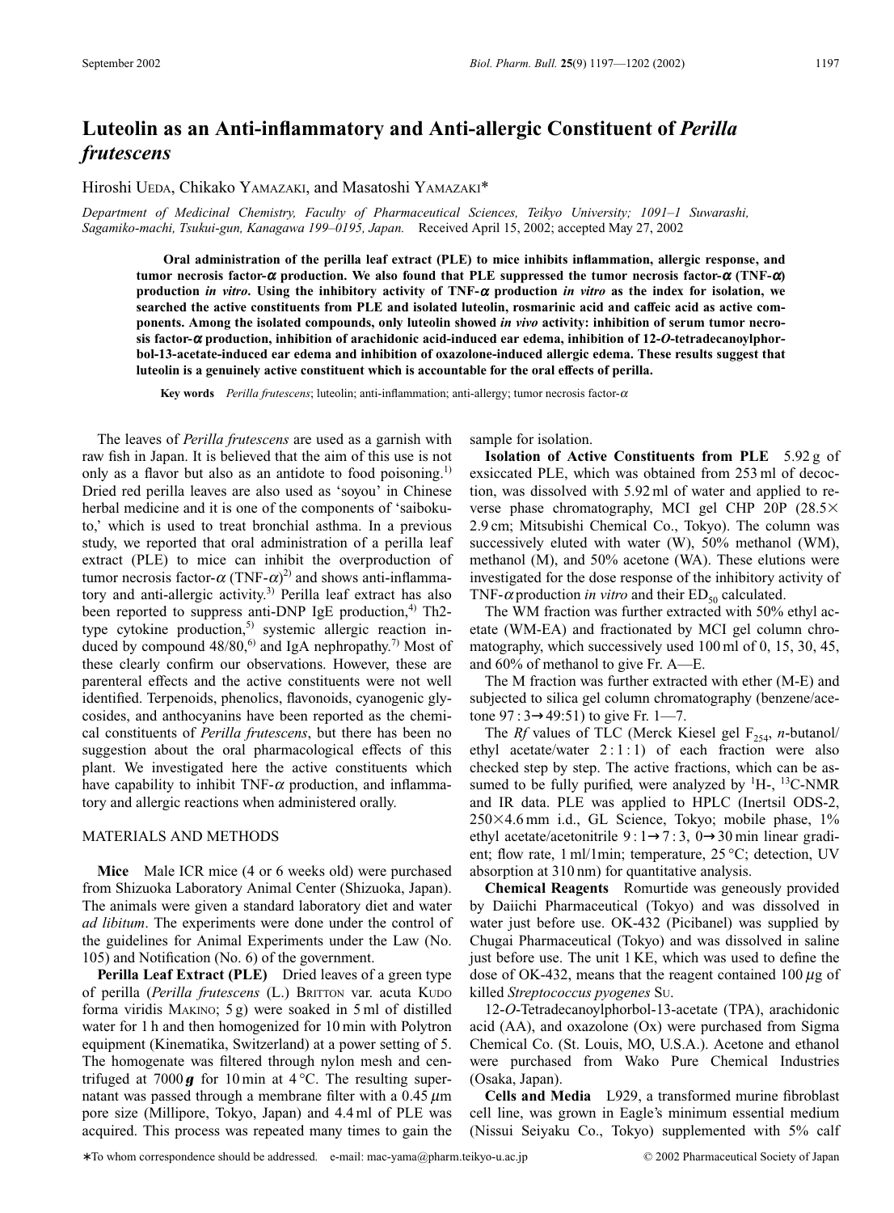# Luteolin as an Anti-inflammatory and Anti-allergic Constituent of *Perilla frutescens*

Hiroshi UEDA, Chikako YAMAZAKI, and Masatoshi YAMAZAKI*

*Department of Medicinal Chemistry, Faculty of Pharmaceutical Sciences, Teikyo University; 1091–1 Suwarashi, Sagamiko-machi, Tsukui-gun, Kanagawa 199–0195, Japan.* Received April 15, 2002; accepted May 27, 2002

**Oral administration of the perilla leaf extract (PLE) to mice inhibits inflammation, allergic response, and tumor necrosis factor-$\alpha$ production. We also found that PLE suppressed the tumor necrosis factor-$\alpha$ (TNF-$\alpha$) production *in vitro*. Using the inhibitory activity of TNF-$\alpha$ production *in vitro* as the index for isolation, we searched the active constituents from PLE and isolated luteolin, rosmarinic acid and caffeic acid as active components. Among the isolated compounds, only luteolin showed *in vivo* activity: inhibition of serum tumor necrosis factor-$\alpha$ production, inhibition of arachidonic acid-induced ear edema, inhibition of 12-*O*-tetradecanoylphorbol-13-acetate-induced ear edema and inhibition of oxazolone-induced allergic edema. These results suggest that luteolin is a genuinely active constituent which is accountable for the oral effects of perilla.**

**Key words** *Perilla frutescens*; luteolin; anti-inflammation; anti-allergy; tumor necrosis factor-$\alpha$

The leaves of *Perilla frutescens* are used as a garnish with raw fish in Japan. It is believed that the aim of this use is not only as a flavor but also as an antidote to food poisoning.[1] Dried red perilla leaves are also used as 'soyou' in Chinese herbal medicine and it is one of the components of 'saibokuto,' which is used to treat bronchial asthma. In a previous study, we reported that oral administration of a perilla leaf extract (PLE) to mice can inhibit the overproduction of tumor necrosis factor-$\alpha$ (TNF-$\alpha$)[2] and shows anti-inflammatory and anti-allergic activity.[3] Perilla leaf extract has also been reported to suppress anti-DNP IgE production,[4] Th2-type cytokine production,[5] systemic allergic reaction induced by compound 48/80,[6] and IgA nephropathy.[7] Most of these clearly confirm our observations. However, these are parenteral effects and the active constituents were not well identified. Terpenoids, phenolics, flavonoids, cyanogenic glycosides, and anthocyanins have been reported as the chemical constituents of *Perilla frutescens*, but there has been no suggestion about the oral pharmacological effects of this plant. We investigated here the active constituents which have capability to inhibit TNF-$\alpha$ production, and inflammatory and allergic reactions when administered orally.

## MATERIALS AND METHODS

**Mice** Male ICR mice (4 or 6 weeks old) were purchased from Shizuoka Laboratory Animal Center (Shizuoka, Japan). The animals were given a standard laboratory diet and water *ad libitum*. The experiments were done under the control of the guidelines for Animal Experiments under the Law (No. 105) and Notification (No. 6) of the government.

**Perilla Leaf Extract (PLE)** Dried leaves of a green type of perilla (*Perilla frutescens* (L.) BRITTON var. acuta KUDO forma viridis MAKINO; 5 g) were soaked in 5 ml of distilled water for 1 h and then homogenized for 10 min with Polytron equipment (Kinematika, Switzerland) at a power setting of 5. The homogenate was filtered through nylon mesh and centrifuged at 7000 ***g*** for 10 min at 4 °C. The resulting supernatant was passed through a membrane filter with a 0.45 $\mu$m pore size (Millipore, Tokyo, Japan) and 4.4 ml of PLE was acquired. This process was repeated many times to gain the sample for isolation.

**Isolation of Active Constituents from PLE** 5.92 g of exsiccated PLE, which was obtained from 253 ml of decoction, was dissolved with 5.92 ml of water and applied to reverse phase chromatography, MCI gel CHP 20P (28.5×2.9 cm; Mitsubishi Chemical Co., Tokyo). The column was successively eluted with water (W), 50% methanol (WM), methanol (M), and 50% acetone (WA). These elutions were investigated for the dose response of the inhibitory activity of TNF-$\alpha$ production *in vitro* and their $ED_{50}$ calculated.

The WM fraction was further extracted with 50% ethyl acetate (WM-EA) and fractionated by MCI gel column chromatography, which successively used 100 ml of 0, 15, 30, 45, and 60% of methanol to give Fr. A—E.

The M fraction was further extracted with ether (M-E) and subjected to silica gel column chromatography (benzene/acetone 97 : 3→49:51) to give Fr. 1—7.

The *Rf* values of TLC (Merck Kiesel gel $F_{254}$, *n*-butanol/ethyl acetate/water 2 : 1 : 1) of each fraction were also checked step by step. The active fractions, which can be assumed to be fully purified, were analyzed by $^1$H-, $^{13}$C-NMR and IR data. PLE was applied to HPLC (Inertsil ODS-2, 250×4.6 mm i.d., GL Science, Tokyo; mobile phase, 1% ethyl acetate/acetonitrile 9 : 1→7 : 3, 0→30 min linear gradient; flow rate, 1 ml/1min; temperature, 25 °C; detection, UV absorption at 310 nm) for quantitative analysis.

**Chemical Reagents** Romurtide was geneously provided by Daiichi Pharmaceutical (Tokyo) and was dissolved in water just before use. OK-432 (Picibanel) was supplied by Chugai Pharmaceutical (Tokyo) and was dissolved in saline just before use. The unit 1 KE, which was used to define the dose of OK-432, means that the reagent contained 100 $\mu$g of killed *Streptococcus pyogenes* SU.

12-*O*-Tetradecanoylphorbol-13-acetate (TPA), arachidonic acid (AA), and oxazolone (Ox) were purchased from Sigma Chemical Co. (St. Louis, MO, U.S.A.). Acetone and ethanol were purchased from Wako Pure Chemical Industries (Osaka, Japan).

**Cells and Media** L929, a transformed murine fibroblast cell line, was grown in Eagle's minimum essential medium (Nissui Seiyaku Co., Tokyo) supplemented with 5% calf

*To whom correspondence should be addressed. e-mail: mac-yama@pharm.teikyo-u.ac.jp © 2002 Pharmaceutical Society of Japan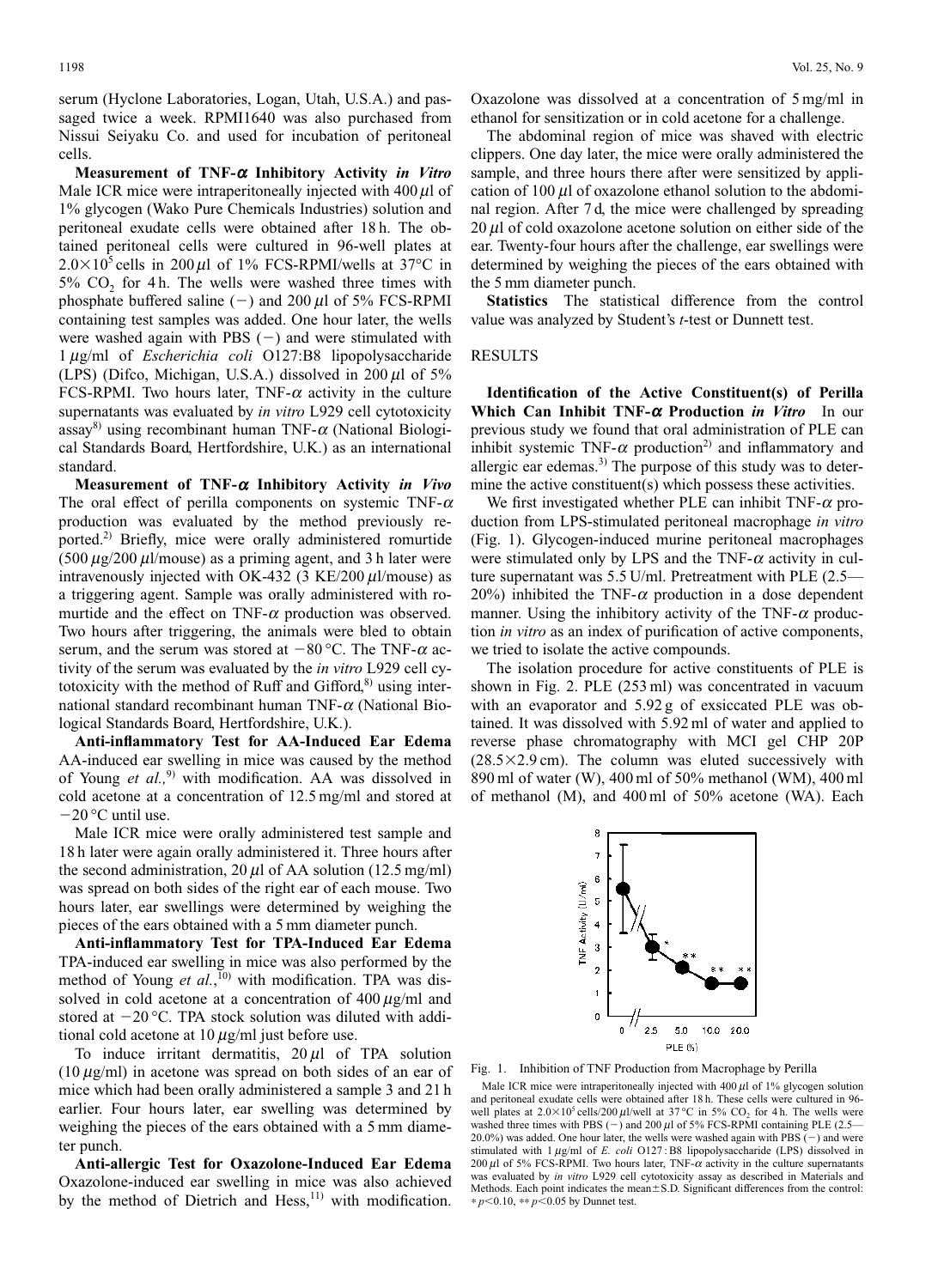serum (Hyclone Laboratories, Logan, Utah, U.S.A.) and passaged twice a week. RPMI1640 was also purchased from Nissui Seiyaku Co. and used for incubation of peritoneal cells.

**Measurement of TNF-$\alpha$ Inhibitory Activity *in Vitro*** Male ICR mice were intraperitoneally injected with 400 $\mu$l of 1% glycogen (Wako Pure Chemicals Industries) solution and peritoneal exudate cells were obtained after 18 h. The obtained peritoneal cells were cultured in 96-well plates at $2.0 \times 10^5$ cells in 200 $\mu$l of 1% FCS-RPMI/wells at 37 °C in 5% $CO_2$ for 4 h. The wells were washed three times with phosphate buffered saline (−) and 200 $\mu$l of 5% FCS-RPMI containing test samples was added. One hour later, the wells were washed again with PBS (−) and were stimulated with 1 $\mu$g/ml of *Escherichia coli* O127:B8 lipopolysaccharide (LPS) (Difco, Michigan, U.S.A.) dissolved in 200 $\mu$l of 5% FCS-RPMI. Two hours later, TNF-$\alpha$ activity in the culture supernatants was evaluated by *in vitro* L929 cell cytotoxicity assay[8] using recombinant human TNF-$\alpha$ (National Biological Standards Board, Hertfordshire, U.K.) as an international standard.

**Measurement of TNF-$\alpha$ Inhibitory Activity *in Vivo*** The oral effect of perilla components on systemic TNF-$\alpha$ production was evaluated by the method previously reported.[2] Briefly, mice were orally administered romurtide (500 $\mu$g/200 $\mu$l/mouse) as a priming agent, and 3 h later were intravenously injected with OK-432 (3 KE/200 $\mu$l/mouse) as a triggering agent. Sample was orally administered with romurtide and the effect on TNF-$\alpha$ production was observed. Two hours after triggering, the animals were bled to obtain serum, and the serum was stored at −80 °C. The TNF-$\alpha$ activity of the serum was evaluated by the *in vitro* L929 cell cytotoxicity with the method of Ruff and Gifford,[8] using international standard recombinant human TNF-$\alpha$ (National Biological Standards Board, Hertfordshire, U.K.).

**Anti-inflammatory Test for AA-Induced Ear Edema** AA-induced ear swelling in mice was caused by the method of Young *et al.*,[9] with modification. AA was dissolved in cold acetone at a concentration of 12.5 mg/ml and stored at −20 °C until use.

Male ICR mice were orally administered test sample and 18 h later were again orally administered it. Three hours after the second administration, 20 $\mu$l of AA solution (12.5 mg/ml) was spread on both sides of the right ear of each mouse. Two hours later, ear swellings were determined by weighing the pieces of the ears obtained with a 5 mm diameter punch.

**Anti-inflammatory Test for TPA-Induced Ear Edema** TPA-induced ear swelling in mice was also performed by the method of Young *et al.*,[10] with modification. TPA was dissolved in cold acetone at a concentration of 400 $\mu$g/ml and stored at −20 °C. TPA stock solution was diluted with additional cold acetone at 10 $\mu$g/ml just before use.

To induce irritant dermatitis, 20 $\mu$l of TPA solution (10 $\mu$g/ml) in acetone was spread on both sides of an ear of mice which had been orally administered a sample 3 and 21 h earlier. Four hours later, ear swelling was determined by weighing the pieces of the ears obtained with a 5 mm diameter punch.

**Anti-allergic Test for Oxazolone-Induced Ear Edema** Oxazolone-induced ear swelling in mice was also achieved by the method of Dietrich and Hess,[11] with modification. Oxazolone was dissolved at a concentration of 5 mg/ml in ethanol for sensitization or in cold acetone for a challenge.

The abdominal region of mice was shaved with electric clippers. One day later, the mice were orally administered the sample, and three hours there after were sensitized by application of 100 $\mu$l of oxazolone ethanol solution to the abdominal region. After 7 d, the mice were challenged by spreading 20 $\mu$l of cold oxazolone acetone solution on either side of the ear. Twenty-four hours after the challenge, ear swellings were determined by weighing the pieces of the ears obtained with the 5 mm diameter punch.

**Statistics** The statistical difference from the control value was analyzed by Student's *t*-test or Dunnett test.

## RESULTS

**Identification of the Active Constituent(s) of Perilla Which Can Inhibit TNF-$\alpha$ Production *in Vitro*** In our previous study we found that oral administration of PLE can inhibit systemic TNF-$\alpha$ production[2] and inflammatory and allergic ear edemas.[3] The purpose of this study was to determine the active constituent(s) which possess these activities.

We first investigated whether PLE can inhibit TNF-$\alpha$ production from LPS-stimulated peritoneal macrophage *in vitro* (Fig. 1). Glycogen-induced murine peritoneal macrophages were stimulated only by LPS and the TNF-$\alpha$ activity in culture supernatant was 5.5 U/ml. Pretreatment with PLE (2.5—20%) inhibited the TNF-$\alpha$ production in a dose dependent manner. Using the inhibitory activity of the TNF-$\alpha$ production *in vitro* as an index of purification of active components, we tried to isolate the active compounds.

The isolation procedure for active constituents of PLE is shown in Fig. 2. PLE (253 ml) was concentrated in vacuum with an evaporator and 5.92 g of exsiccated PLE was obtained. It was dissolved with 5.92 ml of water and applied to reverse phase chromatography with MCI gel CHP 20P (28.5×2.9 cm). The column was eluted successively with 890 ml of water (W), 400 ml of 50% methanol (WM), 400 ml of methanol (M), and 400 ml of 50% acetone (WA). Each

Fig. 1. Inhibition of TNF Production from Macrophage by Perilla

Male ICR mice were intraperitoneally injected with 400 $\mu$l of 1% glycogen solution and peritoneal exudate cells were obtained after 18 h. These cells were cultured in 96-well plates at $2.0 \times 10^5$ cells/200 $\mu$l/well at 37 °C in 5% $CO_2$ for 4 h. The wells were washed three times with PBS (−) and 200 $\mu$l of 5% FCS-RPMI containing PLE (2.5—20.0%) was added. One hour later, the wells were washed again with PBS (−) and were stimulated with 1 $\mu$g/ml of *E. coli* O127 : B8 lipopolysaccharide (LPS) dissolved in 200 $\mu$l of 5% FCS-RPMI. Two hours later, TNF-$\alpha$ activity in the culture supernatants was evaluated by *in vitro* L929 cell cytotoxicity assay as described in Materials and Methods. Each point indicates the mean±S.D. Significant differences from the control: * $p<0.10$, ** $p<0.05$ by Dunnet test.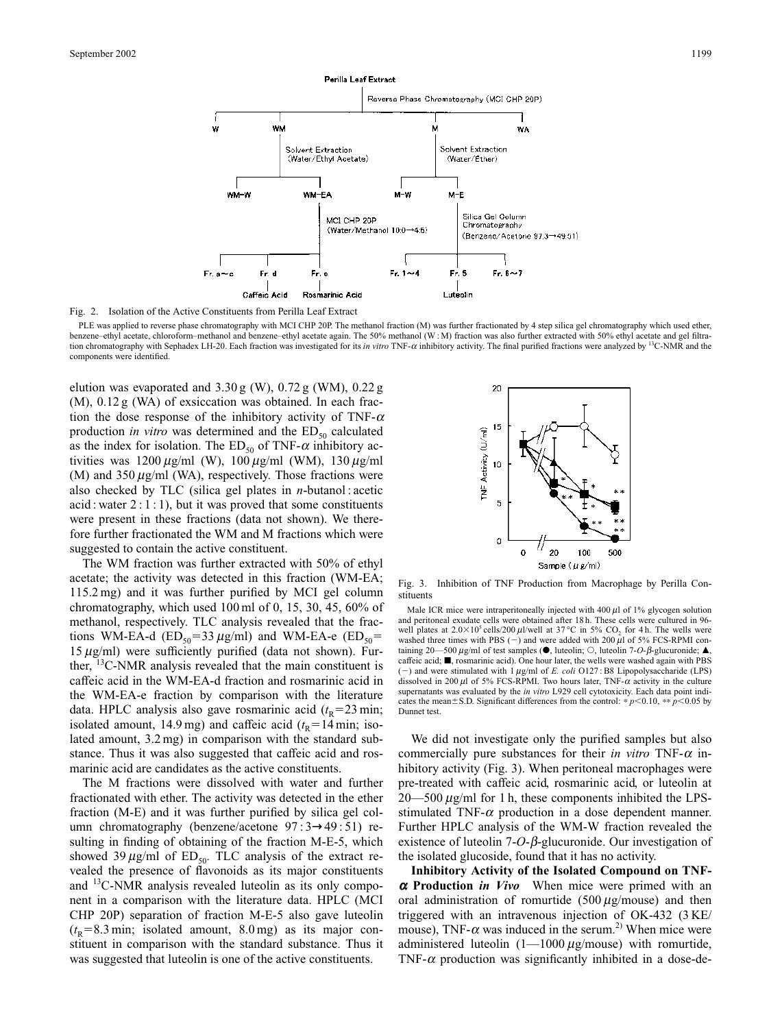Fig. 2. Isolation of the Active Constituents from Perilla Leaf Extract

PLE was applied to reverse phase chromatography with MCI CHP 20P. The methanol fraction (M) was further fractionated by 4 step silica gel chromatography which used ether, benzene–ethyl acetate, chloroform–methanol and benzene–ethyl acetate again. The 50% methanol (W : M) fraction was also further extracted with 50% ethyl acetate and gel filtration chromatography with Sephadex LH-20. Each fraction was investigated for its *in vitro* TNF-$\alpha$ inhibitory activity. The final purified fractions were analyzed by $^{13}$C-NMR and the components were identified.

elution was evaporated and 3.30 g (W), 0.72 g (WM), 0.22 g (M), 0.12 g (WA) of exsiccation was obtained. In each fraction the dose response of the inhibitory activity of TNF-$\alpha$ production *in vitro* was determined and the $ED_{50}$ calculated as the index for isolation. The $ED_{50}$ of TNF-$\alpha$ inhibitory activities was 1200 $\mu$g/ml (W), 100 $\mu$g/ml (WM), 130 $\mu$g/ml (M) and 350 $\mu$g/ml (WA), respectively. Those fractions were also checked by TLC (silica gel plates in *n*-butanol : acetic acid : water 2 : 1 : 1), but it was proved that some constituents were present in these fractions (data not shown). We therefore further fractionated the WM and M fractions which were suggested to contain the active constituent.

The WM fraction was further extracted with 50% of ethyl acetate; the activity was detected in this fraction (WM-EA; 115.2 mg) and it was further purified by MCI gel column chromatography, which used 100 ml of 0, 15, 30, 45, 60% of methanol, respectively. TLC analysis revealed that the fractions WM-EA-d ($ED_{50}$=33 $\mu$g/ml) and WM-EA-e ($ED_{50}$=15 $\mu$g/ml) were sufficiently purified (data not shown). Further, $^{13}$C-NMR analysis revealed that the main constituent is caffeic acid in the WM-EA-d fraction and rosmarinic acid in the WM-EA-e fraction by comparison with the literature data. HPLC analysis also gave rosmarinic acid ($t_R$=23 min; isolated amount, 14.9 mg) and caffeic acid ($t_R$=14 min; isolated amount, 3.2 mg) in comparison with the standard substance. Thus it was also suggested that caffeic acid and rosmarinic acid are candidates as the active constituents.

The M fractions were dissolved with water and further fractionated with ether. The activity was detected in the ether fraction (M-E) and it was further purified by silica gel column chromatography (benzene/acetone 97 : 3→49 : 51) resulting in finding of obtaining of the fraction M-E-5, which showed 39 $\mu$g/ml of $ED_{50}$. TLC analysis of the extract revealed the presence of flavonoids as its major constituents and $^{13}$C-NMR analysis revealed luteolin as its only component in a comparison with the literature data. HPLC (MCI CHP 20P) separation of fraction M-E-5 also gave luteolin ($t_R$=8.3 min; isolated amount, 8.0 mg) as its major constituent in comparison with the standard substance. Thus it was suggested that luteolin is one of the active constituents.

Fig. 3. Inhibition of TNF Production from Macrophage by Perilla Constituents

Male ICR mice were intraperitoneally injected with 400 $\mu$l of 1% glycogen solution and peritoneal exudate cells were obtained after 18 h. These cells were cultured in 96-well plates at $2.0\times10^5$ cells/200 $\mu$l/well at 37 °C in 5% $CO_2$ for 4 h. The wells were washed three times with PBS (−) and were added with 200 $\mu$l of 5% FCS-RPMI containing 20—500 $\mu$g/ml of test samples (●, luteolin; ○, luteolin 7-*O*-$\beta$-glucuronide; ▲, caffeic acid; ■, rosmarinic acid). One hour later, the wells were washed again with PBS (−) and were stimulated with 1 $\mu$g/ml of *E. coli* O127 : B8 Lipopolysaccharide (LPS) dissolved in 200 $\mu$l of 5% FCS-RPMI. Two hours later, TNF-$\alpha$ activity in the culture supernatants was evaluated by the *in vitro* L929 cell cytotoxicity. Each data point indicates the mean±S.D. Significant differences from the control: * $p<0.10$, ** $p<0.05$ by Dunnet test.

We did not investigate only the purified samples but also commercially pure substances for their *in vitro* TNF-$\alpha$ inhibitory activity (Fig. 3). When peritoneal macrophages were pre-treated with caffeic acid, rosmarinic acid, or luteolin at 20—500 $\mu$g/ml for 1 h, these components inhibited the LPS-stimulated TNF-$\alpha$ production in a dose dependent manner. Further HPLC analysis of the WM-W fraction revealed the existence of luteolin 7-*O*-$\beta$-glucuronide. Our investigation of the isolated glucoside, found that it has no activity.

**Inhibitory Activity of the Isolated Compound on TNF-$\alpha$ Production *in Vivo*** When mice were primed with an oral administration of romurtide (500 $\mu$g/mouse) and then triggered with an intravenous injection of OK-432 (3 KE/mouse), TNF-$\alpha$ was induced in the serum.[2] When mice were administered luteolin (1—1000 $\mu$g/mouse) with romurtide, TNF-$\alpha$ production was significantly inhibited in a dose-de-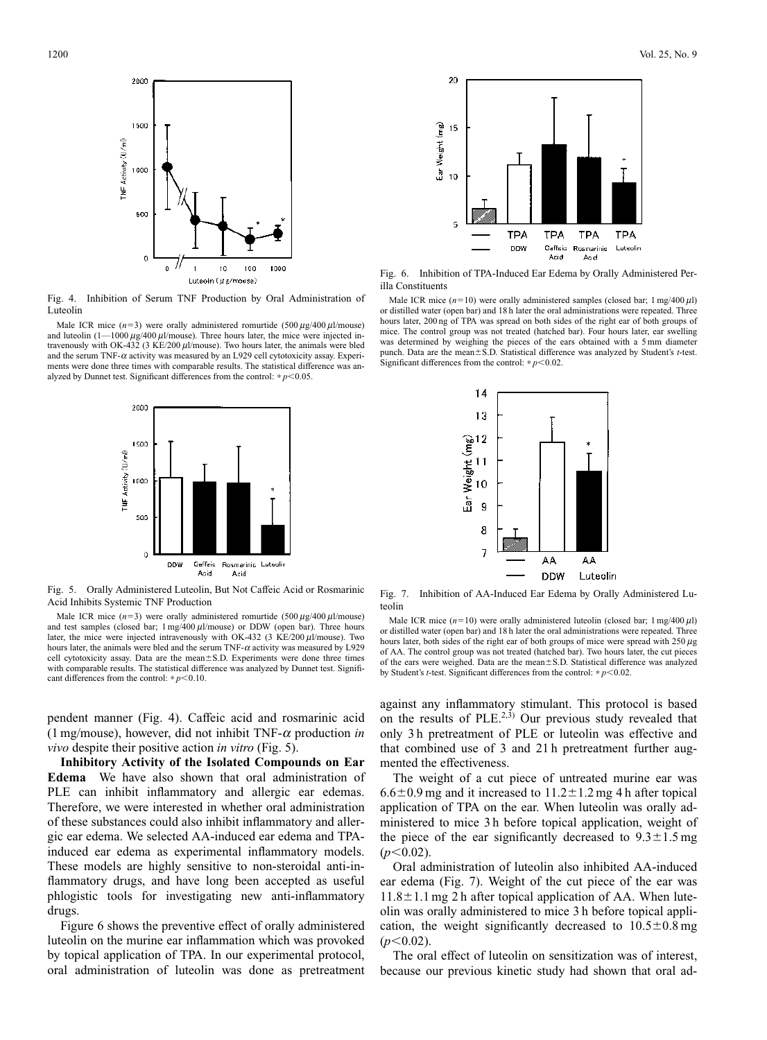Fig. 4. Inhibition of Serum TNF Production by Oral Administration of Luteolin

Male ICR mice ($n=3$) were orally administered romurtide (500 $\mu$g/400 $\mu$l/mouse) and luteolin (1—1000 $\mu$g/400 $\mu$l/mouse). Three hours later, the mice were injected intravenously with OK-432 (3 KE/200 $\mu$l/mouse). Two hours later, the animals were bled and the serum TNF-$\alpha$ activity was measured by an L929 cell cytotoxicity assay. Experiments were done three times with comparable results. The statistical difference was analyzed by Dunnet test. Significant differences from the control: * $p<0.05$.

Fig. 5. Orally Administered Luteolin, But Not Caffeic Acid or Rosmarinic Acid Inhibits Systemic TNF Production

Male ICR mice ($n=3$) were orally administered romurtide (500 $\mu$g/400 $\mu$l/mouse) and test samples (closed bar; 1 mg/400 $\mu$l/mouse) or DDW (open bar). Three hours later, the mice were injected intravenously with OK-432 (3 KE/200 $\mu$l/mouse). Two hours later, the animals were bled and the serum TNF-$\alpha$ activity was measured by L929 cell cytotoxicity assay. Data are the mean±S.D. Experiments were done three times with comparable results. The statistical difference was analyzed by Dunnet test. Significant differences from the control: * $p<0.10$.

Fig. 6. Inhibition of TPA-Induced Ear Edema by Orally Administered Perilla Constituents

Male ICR mice ($n=10$) were orally administered samples (closed bar; 1 mg/400 $\mu$l) or distilled water (open bar) and 18 h later the oral administrations were repeated. Three hours later, 200 ng of TPA was spread on both sides of the right ear of both groups of mice. The control group was not treated (hatched bar). Four hours later, ear swelling was determined by weighing the pieces of the ears obtained with a 5 mm diameter punch. Data are the mean±S.D. Statistical difference was analyzed by Student's *t*-test. Significant differences from the control: * $p<0.02$.

Fig. 7. Inhibition of AA-Induced Ear Edema by Orally Administered Luteolin

Male ICR mice ($n=10$) were orally administered luteolin (closed bar; 1 mg/400 $\mu$l) or distilled water (open bar) and 18 h later the oral administrations were repeated. Three hours later, both sides of the right ear of both groups of mice were spread with 250 $\mu$g of AA. The control group was not treated (hatched bar). Two hours later, the cut pieces of the ears were weighed. Data are the mean±S.D. Statistical difference was analyzed by Student's *t*-test. Significant differences from the control: * $p<0.02$.

pendent manner (Fig. 4). Caffeic acid and rosmarinic acid (1 mg/mouse), however, did not inhibit TNF-$\alpha$ production *in vivo* despite their positive action *in vitro* (Fig. 5).

**Inhibitory Activity of the Isolated Compounds on Ear Edema** We have also shown that oral administration of PLE can inhibit inflammatory and allergic ear edemas. Therefore, we were interested in whether oral administration of these substances could also inhibit inflammatory and allergic ear edema. We selected AA-induced ear edema and TPA-induced ear edema as experimental inflammatory models. These models are highly sensitive to non-steroidal anti-inflammatory drugs, and have long been accepted as useful phlogistic tools for investigating new anti-inflammatory drugs.

Figure 6 shows the preventive effect of orally administered luteolin on the murine ear inflammation which was provoked by topical application of TPA. In our experimental protocol, oral administration of luteolin was done as pretreatment against any inflammatory stimulant. This protocol is based on the results of PLE.[2,3] Our previous study revealed that only 3 h pretreatment of PLE or luteolin was effective and that combined use of 3 and 21 h pretreatment further augmented the effectiveness.

The weight of a cut piece of untreated murine ear was 6.6±0.9 mg and it increased to 11.2±1.2 mg 4 h after topical application of TPA on the ear. When luteolin was orally administered to mice 3 h before topical application, weight of the piece of the ear significantly decreased to 9.3±1.5 mg ($p<0.02$).

Oral administration of luteolin also inhibited AA-induced ear edema (Fig. 7). Weight of the cut piece of the ear was 11.8±1.1 mg 2 h after topical application of AA. When luteolin was orally administered to mice 3 h before topical application, the weight significantly decreased to 10.5±0.8 mg ($p<0.02$).

The oral effect of luteolin on sensitization was of interest, because our previous kinetic study had shown that oral ad-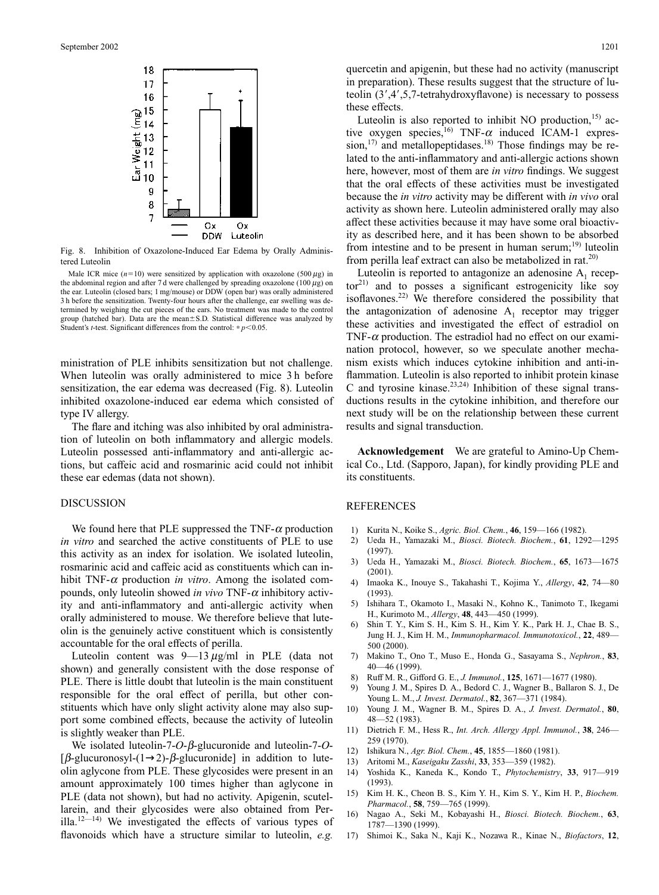Fig. 8. Inhibition of Oxazolone-Induced Ear Edema by Orally Administered Luteolin

Male ICR mice ($n=10$) were sensitized by application with oxazolone (500 $\mu$g) in the abdominal region and after 7 d were challenged by spreading oxazolone (100 $\mu$g) on the ear. Luteolin (closed bars; 1 mg/mouse) or DDW (open bar) was orally administered 3 h before the sensitization. Twenty-four hours after the challenge, ear swelling was determined by weighing the cut pieces of the ears. No treatment was made to the control group (hatched bar). Data are the mean±S.D. Statistical difference was analyzed by Student's *t*-test. Significant differences from the control: * $p<0.05$.

ministration of PLE inhibits sensitization but not challenge. When luteolin was orally administered to mice 3 h before sensitization, the ear edema was decreased (Fig. 8). Luteolin inhibited oxazolone-induced ear edema which consisted of type IV allergy.

The flare and itching was also inhibited by oral administration of luteolin on both inflammatory and allergic models. Luteolin possessed anti-inflammatory and anti-allergic actions, but caffeic acid and rosmarinic acid could not inhibit these ear edemas (data not shown).

## DISCUSSION

We found here that PLE suppressed the TNF-$\alpha$ production *in vitro* and searched the active constituents of PLE to use this activity as an index for isolation. We isolated luteolin, rosmarinic acid and caffeic acid as constituents which can inhibit TNF-$\alpha$ production *in vitro*. Among the isolated compounds, only luteolin showed *in vivo* TNF-$\alpha$ inhibitory activity and anti-inflammatory and anti-allergic activity when orally administered to mouse. We therefore believe that luteolin is the genuinely active constituent which is consistently accountable for the oral effects of perilla.

Luteolin content was 9—13 $\mu$g/ml in PLE (data not shown) and generally consistent with the dose response of PLE. There is little doubt that luteolin is the main constituent responsible for the oral effect of perilla, but other constituents which have only slight activity alone may also support some combined effects, because the activity of luteolin is slightly weaker than PLE.

We isolated luteolin-7-*O*-$\beta$-glucuronide and luteolin-7-*O*-[$\beta$-glucuronosyl-(1→2)-$\beta$-glucuronide] in addition to luteolin aglycone from PLE. These glycosides were present in an amount approximately 100 times higher than aglycone in PLE (data not shown), but had no activity. Apigenin, scutellarein, and their glycosides were also obtained from Perilla.[12—14] We investigated the effects of various types of flavonoids which have a structure similar to luteolin, *e.g.* quercetin and apigenin, but these had no activity (manuscript in preparation). These results suggest that the structure of luteolin (3′,4′,5,7-tetrahydroxyflavone) is necessary to possess these effects.

Luteolin is also reported to inhibit NO production,[15] active oxygen species,[16] TNF-$\alpha$ induced ICAM-1 expression,[17] and metallopeptidases.[18] Those findings may be related to the anti-inflammatory and anti-allergic actions shown here, however, most of them are *in vitro* findings. We suggest that the oral effects of these activities must be investigated because the *in vitro* activity may be different with *in vivo* oral activity as shown here. Luteolin administered orally may also affect these activities because it may have some oral bioactivity as described here, and it has been shown to be absorbed from intestine and to be present in human serum;[19] luteolin from perilla leaf extract can also be metabolized in rat.[20]

Luteolin is reported to antagonize an adenosine $A_1$ receptor[21] and to posses a significant estrogenicity like soy isoflavones.[22] We therefore considered the possibility that the antagonization of adenosine $A_1$ receptor may trigger these activities and investigated the effect of estradiol on TNF-$\alpha$ production. The estradiol had no effect on our examination protocol, however, so we speculate another mechanism exists which induces cytokine inhibition and anti-inflammation. Luteolin is also reported to inhibit protein kinase C and tyrosine kinase.[23,24] Inhibition of these signal transductions results in the cytokine inhibition, and therefore our next study will be on the relationship between these current results and signal transduction.

**Acknowledgement** We are grateful to Amino-Up Chemical Co., Ltd. (Sapporo, Japan), for kindly providing PLE and its constituents.

## REFERENCES

1) Kurita N., Koike S., *Agric. Biol. Chem.*, **46**, 159—166 (1982).
2) Ueda H., Yamazaki M., *Biosci. Biotech. Biochem.*, **61**, 1292—1295 (1997).
3) Ueda H., Yamazaki M., *Biosci. Biotech. Biochem.*, **65**, 1673—1675 (2001).
4) Imaoka K., Inouye S., Takahashi T., Kojima Y., *Allergy*, **42**, 74—80 (1993).
5) Ishihara T., Okamoto I., Masaki N., Kohno K., Tanimoto T., Ikegami H., Kurimoto M., *Allergy*, **48**, 443—450 (1999).
6) Shin T. Y., Kim S. H., Kim S. H., Kim Y. K., Park H. J., Chae B. S., Jung H. J., Kim H. M., *Immunopharmacol. Immunotoxicol.*, **22**, 489—500 (2000).
7) Makino T., Ono T., Muso E., Honda G., Sasayama S., *Nephron.*, **83**, 40—46 (1999).
8) Ruff M. R., Gifford G. E., *J. Immunol.*, **125**, 1671—1677 (1980).
9) Young J. M., Spires D. A., Bedord C. J., Wagner B., Ballaron S. J., De Young L. M., *J. Invest. Dermatol.*, **82**, 367—371 (1984).
10) Young J. M., Wagner B. M., Spires D. A., *J. Invest. Dermatol.*, **80**, 48—52 (1983).
11) Dietrich F. M., Hess R., *Int. Arch. Allergy Appl. Immunol.*, **38**, 246—259 (1970).
12) Ishikura N., *Agr. Biol. Chem.*, **45**, 1855—1860 (1981).
13) Aritomi M., *Kaseigaku Zasshi*, **33**, 353—359 (1982).
14) Yoshida K., Kaneda K., Kondo T., *Phytochemistry*, **33**, 917—919 (1993).
15) Kim H. K., Cheon B. S., Kim Y. H., Kim S. Y., Kim H. P., *Biochem. Pharmacol.*, **58**, 759—765 (1999).
16) Nagao A., Seki M., Kobayashi H., *Biosci. Biotech. Biochem.*, **63**, 1787—1390 (1999).
17) Shimoi K., Saka N., Kaji K., Nozawa R., Kinae N., *Biofactors*, **12**,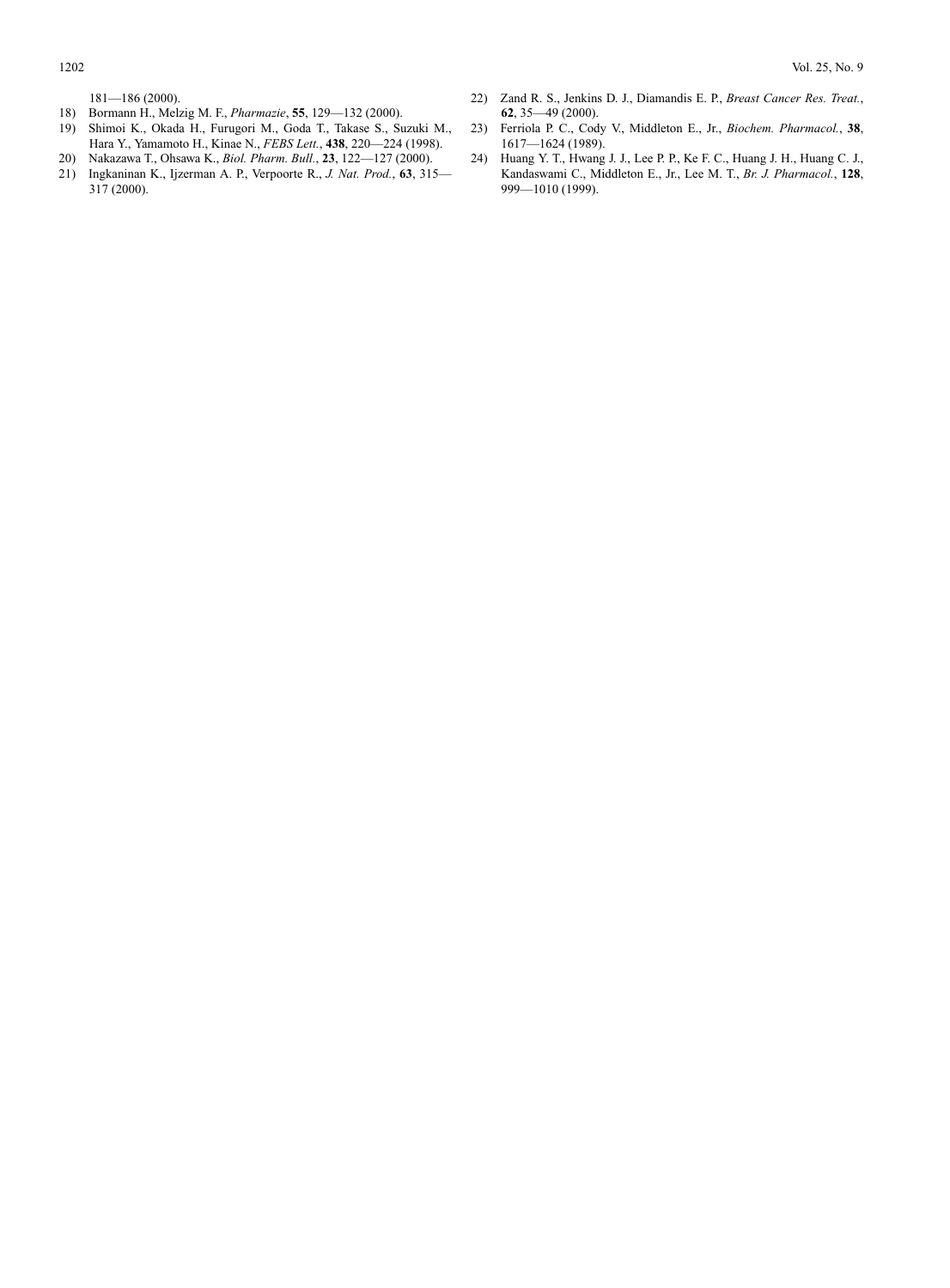181—186 (2000).

18) Bormann H., Melzig M. F., *Pharmazie*, **55**, 129—132 (2000).
19) Shimoi K., Okada H., Furugori M., Goda T., Takase S., Suzuki M., Hara Y., Yamamoto H., Kinae N., *FEBS Lett.*, **438**, 220—224 (1998).
20) Nakazawa T., Ohsawa K., *Biol. Pharm. Bull.*, **23**, 122—127 (2000).
21) Ingkaninan K., Ijzerman A. P., Verpoorte R., *J. Nat. Prod.*, **63**, 315—317 (2000).
22) Zand R. S., Jenkins D. J., Diamandis E. P., *Breast Cancer Res. Treat.*, **62**, 35—49 (2000).
23) Ferriola P. C., Cody V., Middleton E., Jr., *Biochem. Pharmacol.*, **38**, 1617—1624 (1989).
24) Huang Y. T., Hwang J. J., Lee P. P., Ke F. C., Huang J. H., Huang C. J., Kandaswami C., Middleton E., Jr., Lee M. T., *Br. J. Pharmacol.*, **128**, 999—1010 (1999).